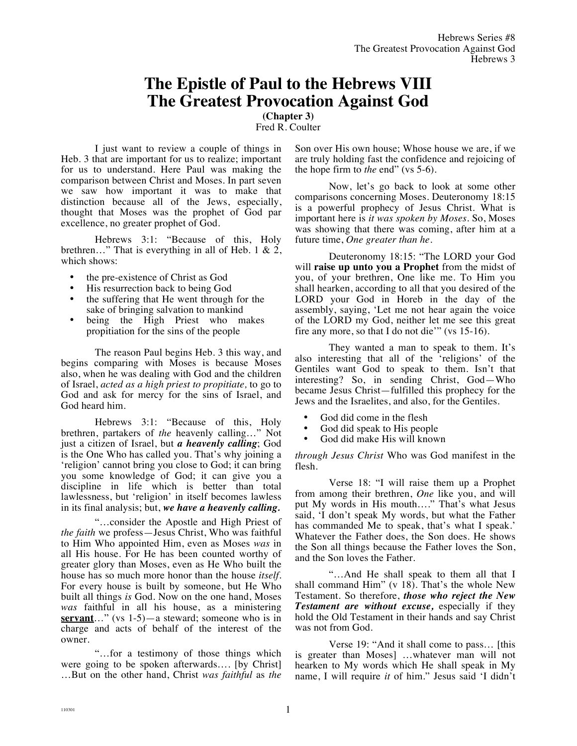# The Epistle of Paul to the Hebrews VIII
# The Greatest Provocation Against God

**(Chapter 3)**
Fred R. Coulter

I just want to review a couple of things in Heb. 3 that are important for us to realize; important for us to understand. Here Paul was making the comparison between Christ and Moses. In part seven we saw how important it was to make that distinction because all of the Jews, especially, thought that Moses was the prophet of God par excellence, no greater prophet of God.

Hebrews 3:1: "Because of this, Holy brethren…" That is everything in all of Heb. 1 & 2, which shows:

- the pre-existence of Christ as God
- His resurrection back to being God
- the suffering that He went through for the sake of bringing salvation to mankind
- being the High Priest who makes propitiation for the sins of the people

The reason Paul begins Heb. 3 this way, and begins comparing with Moses is because Moses also, when he was dealing with God and the children of Israel, *acted as a high priest to propitiate,* to go to God and ask for mercy for the sins of Israel, and God heard him.

Hebrews 3:1: "Because of this, Holy brethren, partakers of *the* heavenly calling…" Not just a citizen of Israel, but ***a heavenly calling***; God is the One Who has called you. That's why joining a 'religion' cannot bring you close to God; it can bring you some knowledge of God; it can give you a discipline in life which is better than total lawlessness, but 'religion' in itself becomes lawless in its final analysis; but, ***we have a heavenly calling.***

"…consider the Apostle and High Priest of *the faith* we profess—Jesus Christ, Who was faithful to Him Who appointed Him, even as Moses *was* in all His house. For He has been counted worthy of greater glory than Moses, even as He Who built the house has so much more honor than the house *itself*. For every house is built by someone, but He Who built all things *is* God. Now on the one hand, Moses *was* faithful in all his house, as a ministering **servant**…" (vs 1-5)—a steward; someone who is in charge and acts of behalf of the interest of the owner.

"…for a testimony of those things which were going to be spoken afterwards…. [by Christ] …But on the other hand, Christ *was faithful* as *the* Son over His own house; Whose house we are, if we are truly holding fast the confidence and rejoicing of the hope firm to *the* end" (vs 5-6).

Now, let's go back to look at some other comparisons concerning Moses. Deuteronomy 18:15 is a powerful prophecy of Jesus Christ. What is important here is *it was spoken by Moses*. So, Moses was showing that there was coming, after him at a future time, *One greater than he*.

Deuteronomy 18:15: "The LORD your God will **raise up unto you a Prophet** from the midst of you, of your brethren, One like me. To Him you shall hearken, according to all that you desired of the LORD your God in Horeb in the day of the assembly, saying, 'Let me not hear again the voice of the LORD my God, neither let me see this great fire any more, so that I do not die'" (vs 15-16).

They wanted a man to speak to them. It's also interesting that all of the 'religions' of the Gentiles want God to speak to them. Isn't that interesting? So, in sending Christ, God—Who became Jesus Christ—fulfilled this prophecy for the Jews and the Israelites, and also, for the Gentiles.

- God did come in the flesh
- God did speak to His people
- God did make His will known

*through Jesus Christ* Who was God manifest in the flesh.

Verse 18: "I will raise them up a Prophet from among their brethren, *One* like you, and will put My words in His mouth…." That's what Jesus said, 'I don't speak My words, but what the Father has commanded Me to speak, that's what I speak.' Whatever the Father does, the Son does. He shows the Son all things because the Father loves the Son, and the Son loves the Father.

"…And He shall speak to them all that I shall command Him" (v 18). That's the whole New Testament. So therefore, ***those who reject the New Testament are without excuse,*** especially if they hold the Old Testament in their hands and say Christ was not from God.

Verse 19: "And it shall come to pass… [this is greater than Moses] …whatever man will not hearken to My words which He shall speak in My name, I will require *it* of him." Jesus said 'I didn't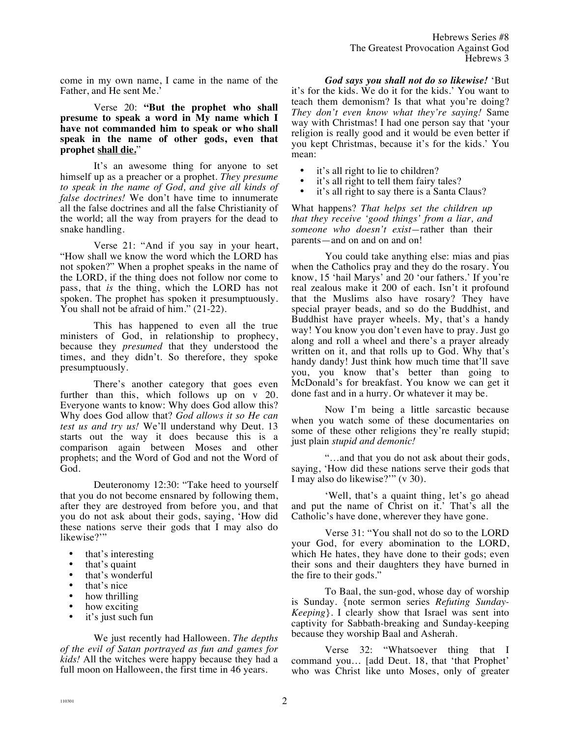come in my own name, I came in the name of the Father, and He sent Me.'

Verse 20: **"But the prophet who shall presume to speak a word in My name which I have not commanded him to speak or who shall speak in the name of other gods, even that prophet shall die."**

It's an awesome thing for anyone to set himself up as a preacher or a prophet. *They presume to speak in the name of God, and give all kinds of false doctrines!* We don't have time to innumerate all the false doctrines and all the false Christianity of the world; all the way from prayers for the dead to snake handling.

Verse 21: "And if you say in your heart, "How shall we know the word which the LORD has not spoken?" When a prophet speaks in the name of the LORD, if the thing does not follow nor come to pass, that *is* the thing, which the LORD has not spoken. The prophet has spoken it presumptuously. You shall not be afraid of him." (21-22).

This has happened to even all the true ministers of God, in relationship to prophecy, because they *presumed* that they understood the times, and they didn't. So therefore, they spoke presumptuously.

There's another category that goes even further than this, which follows up on v 20. Everyone wants to know: Why does God allow this? Why does God allow that? *God allows it so He can test us and try us!* We'll understand why Deut. 13 starts out the way it does because this is a comparison again between Moses and other prophets; and the Word of God and not the Word of God.

Deuteronomy 12:30: "Take heed to yourself that you do not become ensnared by following them, after they are destroyed from before you, and that you do not ask about their gods, saying, 'How did these nations serve their gods that I may also do likewise?'"

- that's interesting
- that's quaint
- that's wonderful
- that's nice
- how thrilling
- how exciting
- it's just such fun

We just recently had Halloween. *The depths of the evil of Satan portrayed as fun and games for kids!* All the witches were happy because they had a full moon on Halloween, the first time in 46 years.

***God says you shall not do so likewise!*** 'But it's for the kids. We do it for the kids.' You want to teach them demonism? Is that what you're doing? *They don't even know what they're saying!* Same way with Christmas! I had one person say that 'your religion is really good and it would be even better if you kept Christmas, because it's for the kids.' You mean:

- it's all right to lie to children?
- it's all right to tell them fairy tales?
- it's all right to say there is a Santa Claus?

What happens? *That helps set the children up that they receive 'good things' from a liar, and someone who doesn't exist*—rather than their parents—and on and on and on and on!

You could take anything else: mias and pias when the Catholics pray and they do the rosary. You know, 15 'hail Marys' and 20 'our fathers.' If you're real zealous make it 200 of each. Isn't it profound that the Muslims also have rosary? They have special prayer beads, and so do the Buddhist, and Buddhist have prayer wheels. My, that's a handy way! You know you don't even have to pray. Just go along and roll a wheel and there's a prayer already written on it, and that rolls up to God. Why that's handy dandy! Just think how much time that'll save you, you know that's better than going to McDonald's for breakfast. You know we can get it done fast and in a hurry. Or whatever it may be.

Now I'm being a little sarcastic because when you watch some of these documentaries on some of these other religions they're really stupid; just plain *stupid and demonic!*

"…and that you do not ask about their gods, saying, 'How did these nations serve their gods that I may also do likewise?'" (v 30).

'Well, that's a quaint thing, let's go ahead and put the name of Christ on it.' That's all the Catholic's have done, wherever they have gone.

Verse 31: "You shall not do so to the LORD your God, for every abomination to the LORD, which He hates, they have done to their gods; even their sons and their daughters they have burned in the fire to their gods."

To Baal, the sun-god, whose day of worship is Sunday. {note sermon series *Refuting Sunday-Keeping*}. I clearly show that Israel was sent into captivity for Sabbath-breaking and Sunday-keeping because they worship Baal and Asherah.

Verse 32: "Whatsoever thing that I command you… [add Deut. 18, that 'that Prophet' who was Christ like unto Moses, only of greater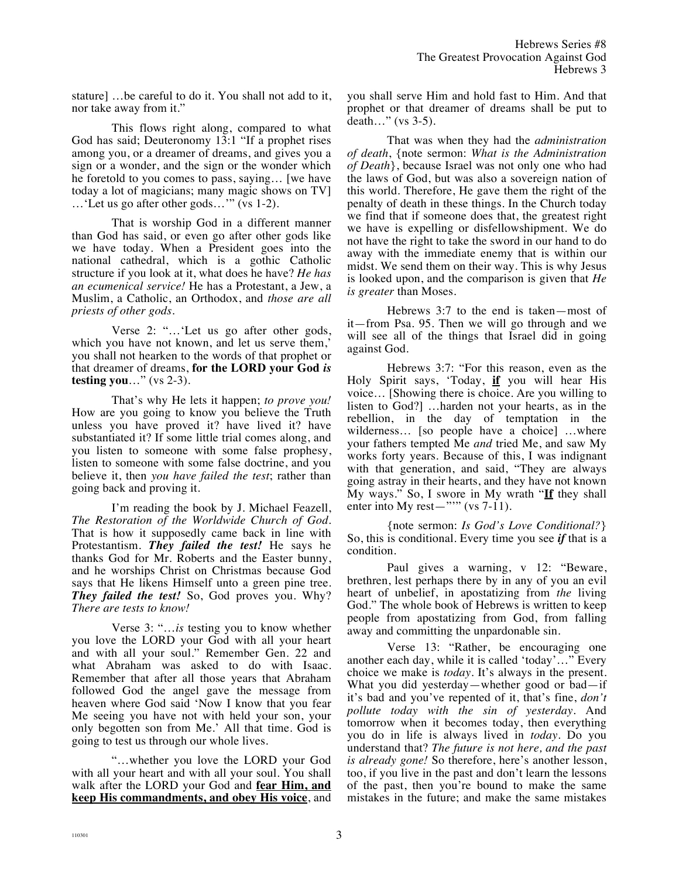stature] …be careful to do it. You shall not add to it, nor take away from it."

This flows right along, compared to what God has said; Deuteronomy 13:1 "If a prophet rises among you, or a dreamer of dreams, and gives you a sign or a wonder, and the sign or the wonder which he foretold to you comes to pass, saying… [we have today a lot of magicians; many magic shows on TV] …'Let us go after other gods…'" (vs 1-2).

That is worship God in a different manner than God has said, or even go after other gods like we have today. When a President goes into the national cathedral, which is a gothic Catholic structure if you look at it, what does he have? *He has an ecumenical service!* He has a Protestant, a Jew, a Muslim, a Catholic, an Orthodox, and *those are all priests of other gods*.

Verse 2: "…'Let us go after other gods, which you have not known, and let us serve them,' you shall not hearken to the words of that prophet or that dreamer of dreams, **for the LORD your God *is* testing you**…" (vs 2-3).

That's why He lets it happen; *to prove you!* How are you going to know you believe the Truth unless you have proved it? have lived it? have substantiated it? If some little trial comes along, and you listen to someone with some false prophesy, listen to someone with some false doctrine, and you believe it, then *you have failed the test*; rather than going back and proving it.

I'm reading the book by J. Michael Feazell, *The Restoration of the Worldwide Church of God*. That is how it supposedly came back in line with Protestantism. ***They failed the test!*** He says he thanks God for Mr. Roberts and the Easter bunny, and he worships Christ on Christmas because God says that He likens Himself unto a green pine tree. ***They failed the test!*** So, God proves you. Why? *There are tests to know!*

Verse 3: "…*is* testing you to know whether you love the LORD your God with all your heart and with all your soul." Remember Gen. 22 and what Abraham was asked to do with Isaac. Remember that after all those years that Abraham followed God the angel gave the message from heaven where God said 'Now I know that you fear Me seeing you have not with held your son, your only begotten son from Me.' All that time. God is going to test us through our whole lives.

"…whether you love the LORD your God with all your heart and with all your soul. You shall walk after the LORD your God and **<u>fear Him, and keep His commandments, and obey His voice</u>**, and you shall serve Him and hold fast to Him. And that prophet or that dreamer of dreams shall be put to death…" (vs 3-5).

That was when they had the *administration of death*, {note sermon: *What is the Administration of Death*}, because Israel was not only one who had the laws of God, but was also a sovereign nation of this world. Therefore, He gave them the right of the penalty of death in these things. In the Church today we find that if someone does that, the greatest right we have is expelling or disfellowshipment. We do not have the right to take the sword in our hand to do away with the immediate enemy that is within our midst. We send them on their way. This is why Jesus is looked upon, and the comparison is given that *He is greater* than Moses.

Hebrews 3:7 to the end is taken—most of it—from Psa. 95. Then we will go through and we will see all of the things that Israel did in going against God.

Hebrews 3:7: "For this reason, even as the Holy Spirit says, 'Today, **<u>if</u>** you will hear His voice… [Showing there is choice. Are you willing to listen to God?] …harden not your hearts, as in the rebellion, in the day of temptation in the wilderness… [so people have a choice] …where your fathers tempted Me *and* tried Me, and saw My works forty years. Because of this, I was indignant with that generation, and said, "They are always going astray in their hearts, and they have not known My ways." So, I swore in My wrath "**<u>If</u>** they shall enter into My rest—"'" (vs 7-11).

{note sermon: *Is God's Love Conditional?*} So, this is conditional. Every time you see ***if*** that is a condition.

Paul gives a warning, v 12: "Beware, brethren, lest perhaps there by in any of you an evil heart of unbelief, in apostatizing from *the* living God." The whole book of Hebrews is written to keep people from apostatizing from God, from falling away and committing the unpardonable sin.

Verse 13: "Rather, be encouraging one another each day, while it is called 'today'…" Every choice we make is *today*. It's always in the present. What you did yesterday—whether good or bad—if it's bad and you've repented of it, that's fine, *don't pollute today with the sin of yesterday*. And tomorrow when it becomes today, then everything you do in life is always lived in *today*. Do you understand that? *The future is not here, and the past is already gone!* So therefore, here's another lesson, too, if you live in the past and don't learn the lessons of the past, then you're bound to make the same mistakes in the future; and make the same mistakes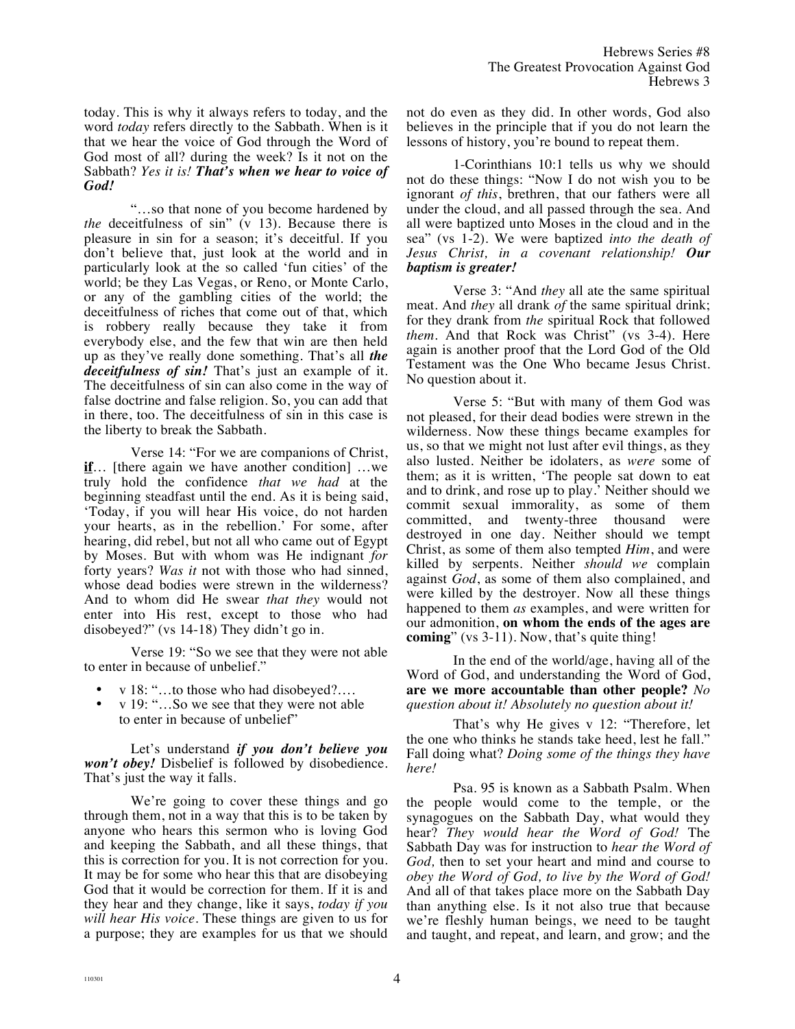today. This is why it always refers to today, and the word *today* refers directly to the Sabbath. When is it that we hear the voice of God through the Word of God most of all? during the week? Is it not on the Sabbath? *Yes it is! **That's when we hear to voice of God!***

"…so that none of you become hardened by *the* deceitfulness of sin" (v 13). Because there is pleasure in sin for a season; it's deceitful. If you don't believe that, just look at the world and in particularly look at the so called 'fun cities' of the world; be they Las Vegas, or Reno, or Monte Carlo, or any of the gambling cities of the world; the deceitfulness of riches that come out of that, which is robbery really because they take it from everybody else, and the few that win are then held up as they've really done something. That's all ***the deceitfulness of sin!*** That's just an example of it. The deceitfulness of sin can also come in the way of false doctrine and false religion. So, you can add that in there, too. The deceitfulness of sin in this case is the liberty to break the Sabbath.

Verse 14: "For we are companions of Christ, **if**… [there again we have another condition] …we truly hold the confidence *that we had* at the beginning steadfast until the end. As it is being said, 'Today, if you will hear His voice, do not harden your hearts, as in the rebellion.' For some, after hearing, did rebel, but not all who came out of Egypt by Moses. But with whom was He indignant *for* forty years? *Was it* not with those who had sinned, whose dead bodies were strewn in the wilderness? And to whom did He swear *that they* would not enter into His rest, except to those who had disobeyed?" (vs 14-18) They didn't go in.

Verse 19: "So we see that they were not able to enter in because of unbelief."

- v 18: "…to those who had disobeyed?….
- v 19: "…So we see that they were not able to enter in because of unbelief"

Let's understand ***if you don't believe you won't obey!*** Disbelief is followed by disobedience. That's just the way it falls.

We're going to cover these things and go through them, not in a way that this is to be taken by anyone who hears this sermon who is loving God and keeping the Sabbath, and all these things, that this is correction for you. It is not correction for you. It may be for some who hear this that are disobeying God that it would be correction for them. If it is and they hear and they change, like it says, *today if you will hear His voice*. These things are given to us for a purpose; they are examples for us that we should not do even as they did. In other words, God also believes in the principle that if you do not learn the lessons of history, you're bound to repeat them.

1-Corinthians 10:1 tells us why we should not do these things: "Now I do not wish you to be ignorant *of this*, brethren, that our fathers were all under the cloud, and all passed through the sea. And all were baptized unto Moses in the cloud and in the sea" (vs 1-2). We were baptized *into the death of Jesus Christ, in a covenant relationship!* ***Our baptism is greater!***

Verse 3: "And *they* all ate the same spiritual meat. And *they* all drank *of* the same spiritual drink; for they drank from *the* spiritual Rock that followed *them*. And that Rock was Christ" (vs 3-4). Here again is another proof that the Lord God of the Old Testament was the One Who became Jesus Christ. No question about it.

Verse 5: "But with many of them God was not pleased, for their dead bodies were strewn in the wilderness. Now these things became examples for us, so that we might not lust after evil things, as they also lusted. Neither be idolaters, as *were* some of them; as it is written, 'The people sat down to eat and to drink, and rose up to play.' Neither should we commit sexual immorality, as some of them committed, and twenty-three thousand were destroyed in one day. Neither should we tempt Christ, as some of them also tempted *Him*, and were killed by serpents. Neither *should we* complain against *God*, as some of them also complained, and were killed by the destroyer. Now all these things happened to them *as* examples, and were written for our admonition, **on whom the ends of the ages are coming**" (vs 3-11). Now, that's quite thing!

In the end of the world/age, having all of the Word of God, and understanding the Word of God, **are we more accountable than other people?** *No question about it! Absolutely no question about it!*

That's why He gives v 12: "Therefore, let the one who thinks he stands take heed, lest he fall." Fall doing what? *Doing some of the things they have here!*

Psa. 95 is known as a Sabbath Psalm. When the people would come to the temple, or the synagogues on the Sabbath Day, what would they hear? *They would hear the Word of God!* The Sabbath Day was for instruction to *hear the Word of God,* then to set your heart and mind and course to *obey the Word of God, to live by the Word of God!* And all of that takes place more on the Sabbath Day than anything else. Is it not also true that because we're fleshly human beings, we need to be taught and taught, and repeat, and learn, and grow; and the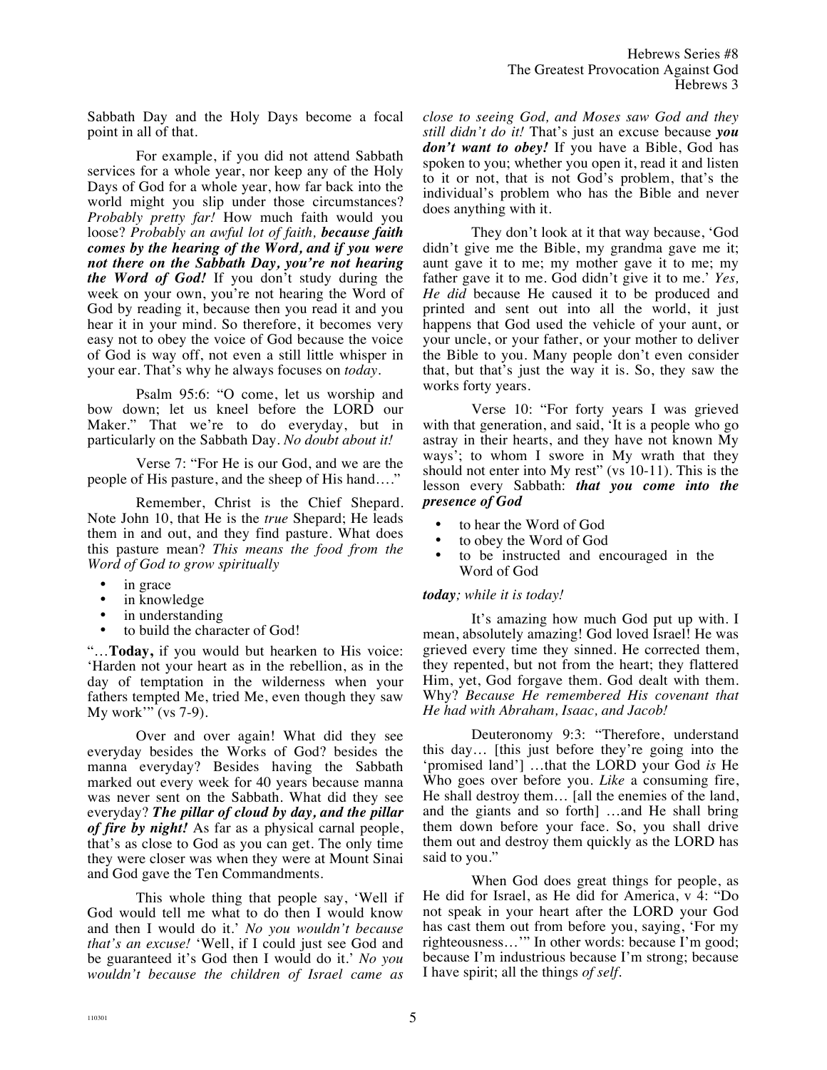Sabbath Day and the Holy Days become a focal point in all of that.

For example, if you did not attend Sabbath services for a whole year, nor keep any of the Holy Days of God for a whole year, how far back into the world might you slip under those circumstances? *Probably pretty far!* How much faith would you loose? *Probably an awful lot of faith, **because faith comes by the hearing of the Word, and if you were not there on the Sabbath Day, you're not hearing the Word of God!*** If you don't study during the week on your own, you're not hearing the Word of God by reading it, because then you read it and you hear it in your mind. So therefore, it becomes very easy not to obey the voice of God because the voice of God is way off, not even a still little whisper in your ear. That's why he always focuses on *today*.

Psalm 95:6: "O come, let us worship and bow down; let us kneel before the LORD our Maker." That we're to do everyday, but in particularly on the Sabbath Day. *No doubt about it!*

Verse 7: "For He is our God, and we are the people of His pasture, and the sheep of His hand…."

Remember, Christ is the Chief Shepard. Note John 10, that He is the *true* Shepard; He leads them in and out, and they find pasture. What does this pasture mean? *This means the food from the Word of God to grow spiritually*

- in grace
- in knowledge
- in understanding
- to build the character of God!

"…**Today,** if you would but hearken to His voice: 'Harden not your heart as in the rebellion, as in the day of temptation in the wilderness when your fathers tempted Me, tried Me, even though they saw My work'" (vs 7-9).

Over and over again! What did they see everyday besides the Works of God? besides the manna everyday? Besides having the Sabbath marked out every week for 40 years because manna was never sent on the Sabbath. What did they see everyday? ***The pillar of cloud by day, and the pillar of fire by night!*** As far as a physical carnal people, that's as close to God as you can get. The only time they were closer was when they were at Mount Sinai and God gave the Ten Commandments.

This whole thing that people say, 'Well if God would tell me what to do then I would know and then I would do it.' *No you wouldn't because that's an excuse!* 'Well, if I could just see God and be guaranteed it's God then I would do it.' *No you wouldn't because the children of Israel came as close to seeing God, and Moses saw God and they still didn't do it!* That's just an excuse because ***you don't want to obey!*** If you have a Bible, God has spoken to you; whether you open it, read it and listen to it or not, that is not God's problem, that's the individual's problem who has the Bible and never does anything with it.

They don't look at it that way because, 'God didn't give me the Bible, my grandma gave me it; aunt gave it to me; my mother gave it to me; my father gave it to me. God didn't give it to me.' *Yes, He did* because He caused it to be produced and printed and sent out into all the world, it just happens that God used the vehicle of your aunt, or your uncle, or your father, or your mother to deliver the Bible to you. Many people don't even consider that, but that's just the way it is. So, they saw the works forty years.

Verse 10: "For forty years I was grieved with that generation, and said, 'It is a people who go astray in their hearts, and they have not known My ways'; to whom I swore in My wrath that they should not enter into My rest" (vs 10-11). This is the lesson every Sabbath: ***that you come into the presence of God***

- to hear the Word of God
- to obey the Word of God
- to be instructed and encouraged in the Word of God

***today****; while it is today!*

It's amazing how much God put up with. I mean, absolutely amazing! God loved Israel! He was grieved every time they sinned. He corrected them, they repented, but not from the heart; they flattered Him, yet, God forgave them. God dealt with them. Why? *Because He remembered His covenant that He had with Abraham, Isaac, and Jacob!*

Deuteronomy 9:3: "Therefore, understand this day… [this just before they're going into the 'promised land'] …that the LORD your God *is* He Who goes over before you. *Like* a consuming fire, He shall destroy them… [all the enemies of the land, and the giants and so forth] …and He shall bring them down before your face. So, you shall drive them out and destroy them quickly as the LORD has said to you."

When God does great things for people, as He did for Israel, as He did for America, v 4: "Do not speak in your heart after the LORD your God has cast them out from before you, saying, 'For my righteousness…'" In other words: because I'm good; because I'm industrious because I'm strong; because I have spirit; all the things *of self*.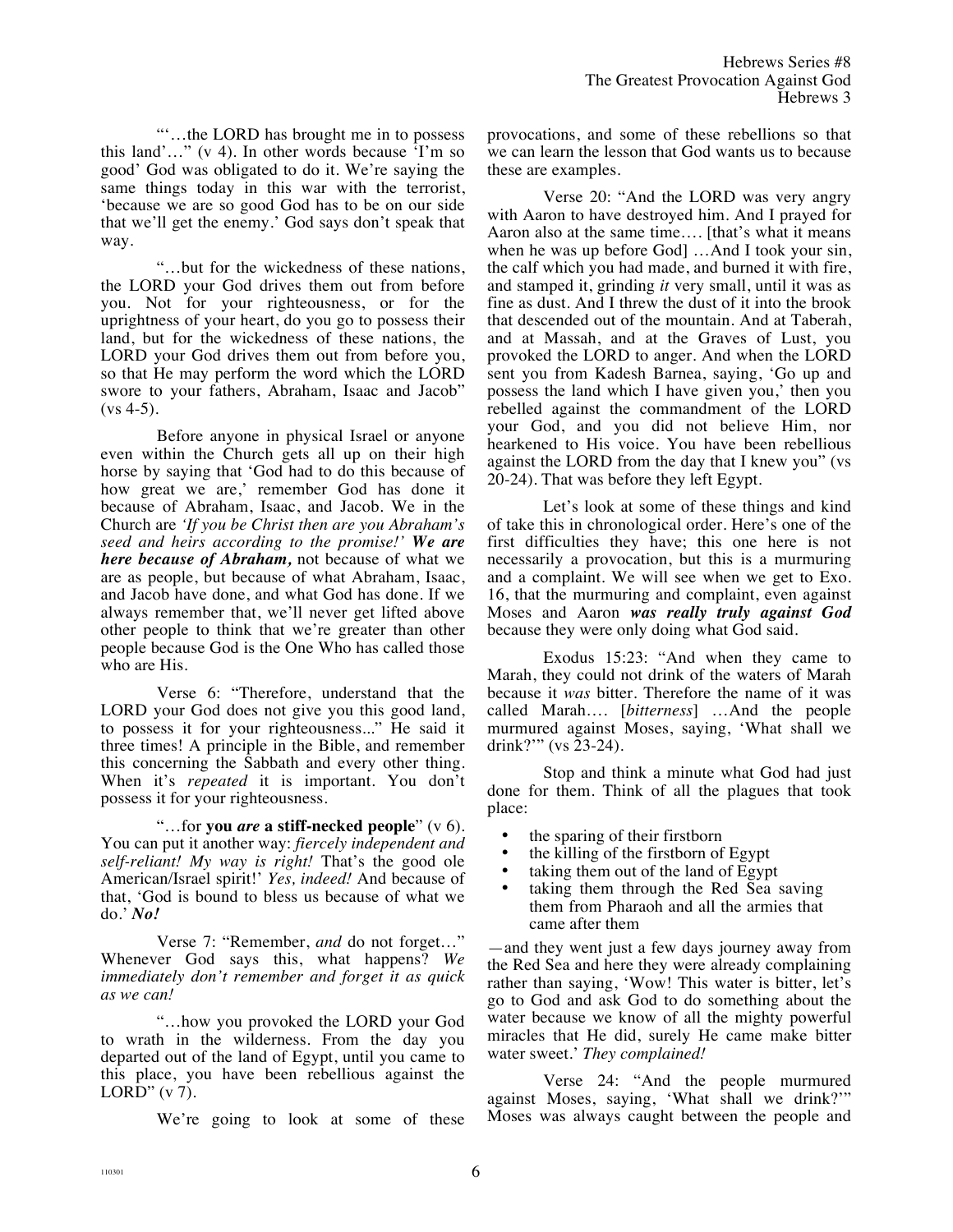"'…the LORD has brought me in to possess this land'…" (v 4). In other words because 'I'm so good' God was obligated to do it. We're saying the same things today in this war with the terrorist, 'because we are so good God has to be on our side that we'll get the enemy.' God says don't speak that way.

"…but for the wickedness of these nations, the LORD your God drives them out from before you. Not for your righteousness, or for the uprightness of your heart, do you go to possess their land, but for the wickedness of these nations, the LORD your God drives them out from before you, so that He may perform the word which the LORD swore to your fathers, Abraham, Isaac and Jacob" (vs 4-5).

Before anyone in physical Israel or anyone even within the Church gets all up on their high horse by saying that 'God had to do this because of how great we are,' remember God has done it because of Abraham, Isaac, and Jacob. We in the Church are *'If you be Christ then are you Abraham's seed and heirs according to the promise!'* ***We are here because of Abraham,*** not because of what we are as people, but because of what Abraham, Isaac, and Jacob have done, and what God has done. If we always remember that, we'll never get lifted above other people to think that we're greater than other people because God is the One Who has called those who are His.

Verse 6: "Therefore, understand that the LORD your God does not give you this good land, to possess it for your righteousness..." He said it three times! A principle in the Bible, and remember this concerning the Sabbath and every other thing. When it's *repeated* it is important. You don't possess it for your righteousness.

"…for **you *are* a stiff-necked people**" (v 6). You can put it another way: *fiercely independent and self-reliant! My way is right!* That's the good ole American/Israel spirit!' *Yes, indeed!* And because of that, 'God is bound to bless us because of what we do.' ***No!***

Verse 7: "Remember, *and* do not forget…" Whenever God says this, what happens? *We immediately don't remember and forget it as quick as we can!*

"…how you provoked the LORD your God to wrath in the wilderness. From the day you departed out of the land of Egypt, until you came to this place, you have been rebellious against the LORD" (v 7).

We're going to look at some of these provocations, and some of these rebellions so that we can learn the lesson that God wants us to because these are examples.

Verse 20: "And the LORD was very angry with Aaron to have destroyed him. And I prayed for Aaron also at the same time…. [that's what it means when he was up before God] …And I took your sin, the calf which you had made, and burned it with fire, and stamped it, grinding *it* very small, until it was as fine as dust. And I threw the dust of it into the brook that descended out of the mountain. And at Taberah, and at Massah, and at the Graves of Lust, you provoked the LORD to anger. And when the LORD sent you from Kadesh Barnea, saying, 'Go up and possess the land which I have given you,' then you rebelled against the commandment of the LORD your God, and you did not believe Him, nor hearkened to His voice. You have been rebellious against the LORD from the day that I knew you" (vs 20-24). That was before they left Egypt.

Let's look at some of these things and kind of take this in chronological order. Here's one of the first difficulties they have; this one here is not necessarily a provocation, but this is a murmuring and a complaint. We will see when we get to Exo. 16, that the murmuring and complaint, even against Moses and Aaron ***was really truly against God*** because they were only doing what God said.

Exodus 15:23: "And when they came to Marah, they could not drink of the waters of Marah because it *was* bitter. Therefore the name of it was called Marah…. [*bitterness*] …And the people murmured against Moses, saying, 'What shall we drink?'" (vs 23-24).

Stop and think a minute what God had just done for them. Think of all the plagues that took place:

- the sparing of their firstborn
- the killing of the firstborn of Egypt
- taking them out of the land of Egypt
- taking them through the Red Sea saving them from Pharaoh and all the armies that came after them

—and they went just a few days journey away from the Red Sea and here they were already complaining rather than saying, 'Wow! This water is bitter, let's go to God and ask God to do something about the water because we know of all the mighty powerful miracles that He did, surely He came make bitter water sweet.' *They complained!*

Verse 24: "And the people murmured against Moses, saying, 'What shall we drink?'" Moses was always caught between the people and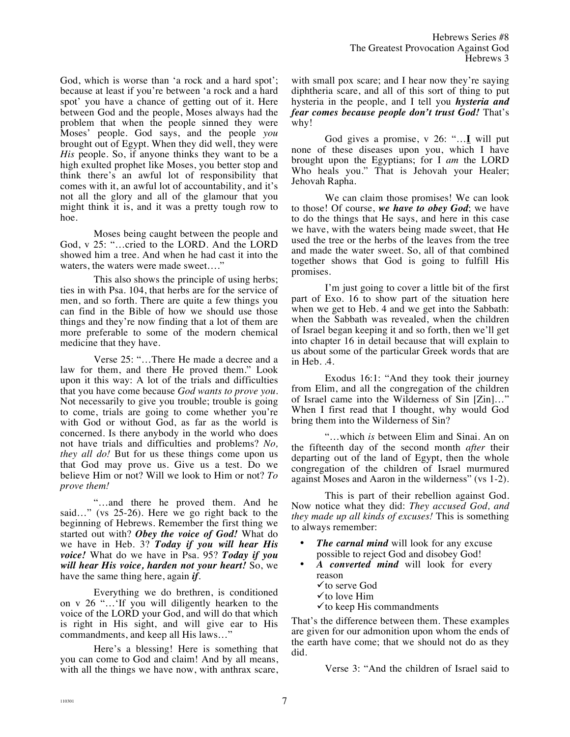God, which is worse than 'a rock and a hard spot'; because at least if you're between 'a rock and a hard spot' you have a chance of getting out of it. Here between God and the people, Moses always had the problem that when the people sinned they were Moses' people. God says, and the people *you* brought out of Egypt. When they did well, they were *His* people. So, if anyone thinks they want to be a high exulted prophet like Moses, you better stop and think there's an awful lot of responsibility that comes with it, an awful lot of accountability, and it's not all the glory and all of the glamour that you might think it is, and it was a pretty tough row to hoe.

Moses being caught between the people and God, v 25: "…cried to the LORD. And the LORD showed him a tree. And when he had cast it into the waters, the waters were made sweet…."

This also shows the principle of using herbs; ties in with Psa. 104, that herbs are for the service of men, and so forth. There are quite a few things you can find in the Bible of how we should use those things and they're now finding that a lot of them are more preferable to some of the modern chemical medicine that they have.

Verse 25: "…There He made a decree and a law for them, and there He proved them." Look upon it this way: A lot of the trials and difficulties that you have come because *God wants to prove you*. Not necessarily to give you trouble; trouble is going to come, trials are going to come whether you're with God or without God, as far as the world is concerned. Is there anybody in the world who does not have trials and difficulties and problems? *No, they all do!* But for us these things come upon us that God may prove us. Give us a test. Do we believe Him or not? Will we look to Him or not? *To prove them!*

"…and there he proved them. And he said…" (vs 25-26). Here we go right back to the beginning of Hebrews. Remember the first thing we started out with? ***Obey the voice of God!*** What do we have in Heb. 3? ***Today if you will hear His voice!*** What do we have in Psa. 95? ***Today if you will hear His voice, harden not your heart!*** So, we have the same thing here, again ***if***.

Everything we do brethren, is conditioned on v 26 "…'If you will diligently hearken to the voice of the LORD your God, and will do that which is right in His sight, and will give ear to His commandments, and keep all His laws…"

Here's a blessing! Here is something that you can come to God and claim! And by all means, with all the things we have now, with anthrax scare, with small pox scare; and I hear now they're saying diphtheria scare, and all of this sort of thing to put hysteria in the people, and I tell you ***hysteria and fear comes because people don't trust God!*** That's why!

God gives a promise, v 26: "…**I** will put none of these diseases upon you, which I have brought upon the Egyptians; for I *am* the LORD Who heals you." That is Jehovah your Healer; Jehovah Rapha.

We can claim those promises! We can look to those! Of course, ***we have to obey God***; we have to do the things that He says, and here in this case we have, with the waters being made sweet, that He used the tree or the herbs of the leaves from the tree and made the water sweet. So, all of that combined together shows that God is going to fulfill His promises.

I'm just going to cover a little bit of the first part of Exo. 16 to show part of the situation here when we get to Heb. 4 and we get into the Sabbath: when the Sabbath was revealed, when the children of Israel began keeping it and so forth, then we'll get into chapter 16 in detail because that will explain to us about some of the particular Greek words that are in Heb. .4.

Exodus 16:1: "And they took their journey from Elim, and all the congregation of the children of Israel came into the Wilderness of Sin [Zin]…" When I first read that I thought, why would God bring them into the Wilderness of Sin?

"…which *is* between Elim and Sinai. An on the fifteenth day of the second month *after* their departing out of the land of Egypt, then the whole congregation of the children of Israel murmured against Moses and Aaron in the wilderness" (vs 1-2).

This is part of their rebellion against God. Now notice what they did: *They accused God, and they made up all kinds of excuses!* This is something to always remember:

- ***The carnal mind*** will look for any excuse possible to reject God and disobey God!
- ***A converted mind*** will look for every reason
    - ✓to serve God
    - ✓to love Him
    - ✓to keep His commandments

That's the difference between them. These examples are given for our admonition upon whom the ends of the earth have come; that we should not do as they did.

Verse 3: "And the children of Israel said to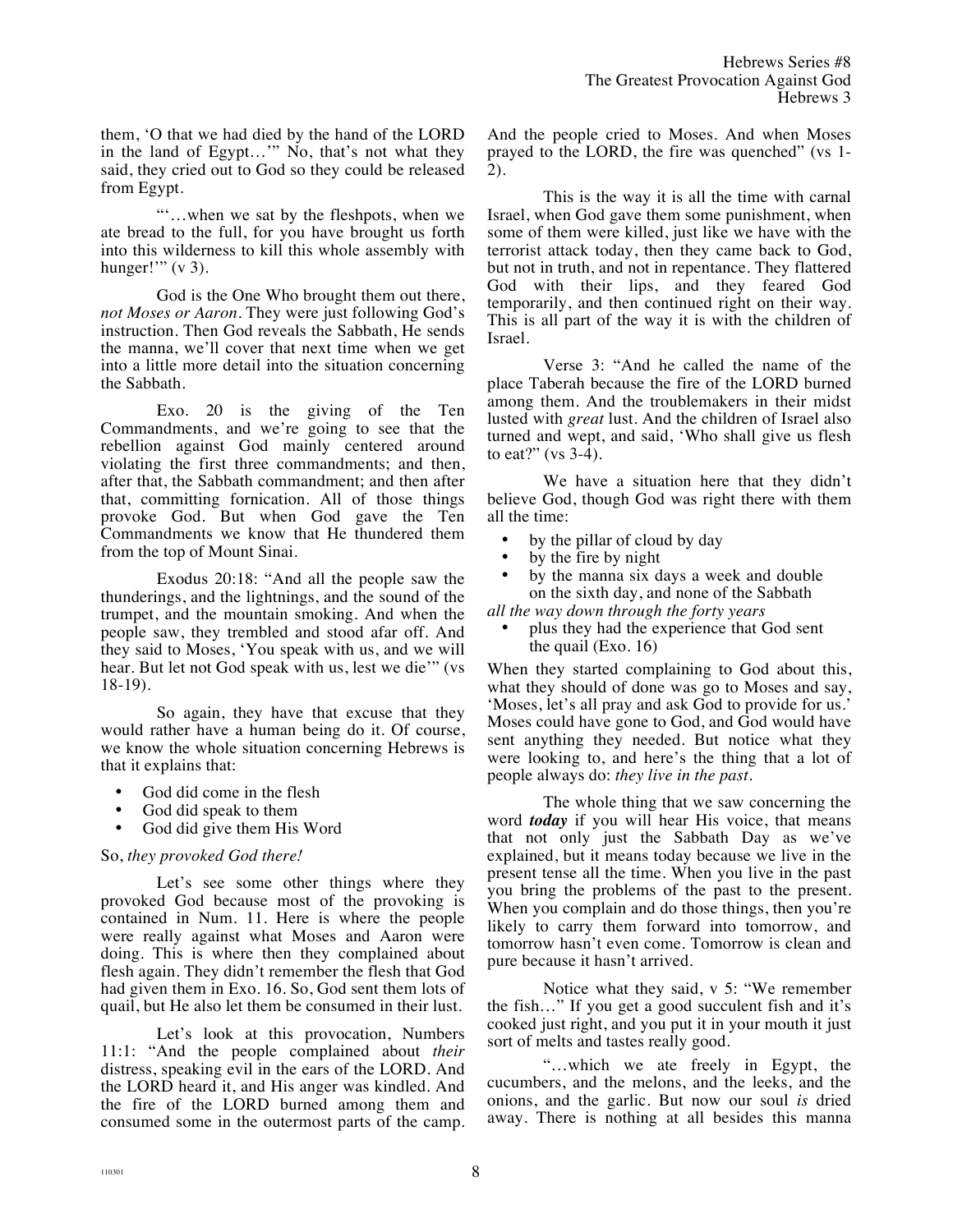them, 'O that we had died by the hand of the LORD in the land of Egypt…'" No, that's not what they said, they cried out to God so they could be released from Egypt.

"'…when we sat by the fleshpots, when we ate bread to the full, for you have brought us forth into this wilderness to kill this whole assembly with hunger!'" (v 3).

God is the One Who brought them out there, *not Moses or Aaron*. They were just following God's instruction. Then God reveals the Sabbath, He sends the manna, we'll cover that next time when we get into a little more detail into the situation concerning the Sabbath.

Exo. 20 is the giving of the Ten Commandments, and we're going to see that the rebellion against God mainly centered around violating the first three commandments; and then, after that, the Sabbath commandment; and then after that, committing fornication. All of those things provoke God. But when God gave the Ten Commandments we know that He thundered them from the top of Mount Sinai.

Exodus 20:18: "And all the people saw the thunderings, and the lightnings, and the sound of the trumpet, and the mountain smoking. And when the people saw, they trembled and stood afar off. And they said to Moses, 'You speak with us, and we will hear. But let not God speak with us, lest we die'" (vs 18-19).

So again, they have that excuse that they would rather have a human being do it. Of course, we know the whole situation concerning Hebrews is that it explains that:

- God did come in the flesh
- God did speak to them
- God did give them His Word

So, *they provoked God there!*

Let's see some other things where they provoked God because most of the provoking is contained in Num. 11. Here is where the people were really against what Moses and Aaron were doing. This is where then they complained about flesh again. They didn't remember the flesh that God had given them in Exo. 16. So, God sent them lots of quail, but He also let them be consumed in their lust.

Let's look at this provocation, Numbers 11:1: "And the people complained about *their* distress, speaking evil in the ears of the LORD. And the LORD heard it, and His anger was kindled. And the fire of the LORD burned among them and consumed some in the outermost parts of the camp. And the people cried to Moses. And when Moses prayed to the LORD, the fire was quenched" (vs 1-2).

This is the way it is all the time with carnal Israel, when God gave them some punishment, when some of them were killed, just like we have with the terrorist attack today, then they came back to God, but not in truth, and not in repentance. They flattered God with their lips, and they feared God temporarily, and then continued right on their way. This is all part of the way it is with the children of Israel.

Verse 3: "And he called the name of the place Taberah because the fire of the LORD burned among them. And the troublemakers in their midst lusted with *great* lust. And the children of Israel also turned and wept, and said, 'Who shall give us flesh to eat?" (vs 3-4).

We have a situation here that they didn't believe God, though God was right there with them all the time:

- by the pillar of cloud by day
- by the fire by night
- by the manna six days a week and double on the sixth day, and none of the Sabbath

*all the way down through the forty years*

- plus they had the experience that God sent the quail (Exo. 16)

When they started complaining to God about this, what they should of done was go to Moses and say, 'Moses, let's all pray and ask God to provide for us.' Moses could have gone to God, and God would have sent anything they needed. But notice what they were looking to, and here's the thing that a lot of people always do: *they live in the past*.

The whole thing that we saw concerning the word ***today*** if you will hear His voice, that means that not only just the Sabbath Day as we've explained, but it means today because we live in the present tense all the time. When you live in the past you bring the problems of the past to the present. When you complain and do those things, then you're likely to carry them forward into tomorrow, and tomorrow hasn't even come. Tomorrow is clean and pure because it hasn't arrived.

Notice what they said, v 5: "We remember the fish…" If you get a good succulent fish and it's cooked just right, and you put it in your mouth it just sort of melts and tastes really good.

"…which we ate freely in Egypt, the cucumbers, and the melons, and the leeks, and the onions, and the garlic. But now our soul *is* dried away. There is nothing at all besides this manna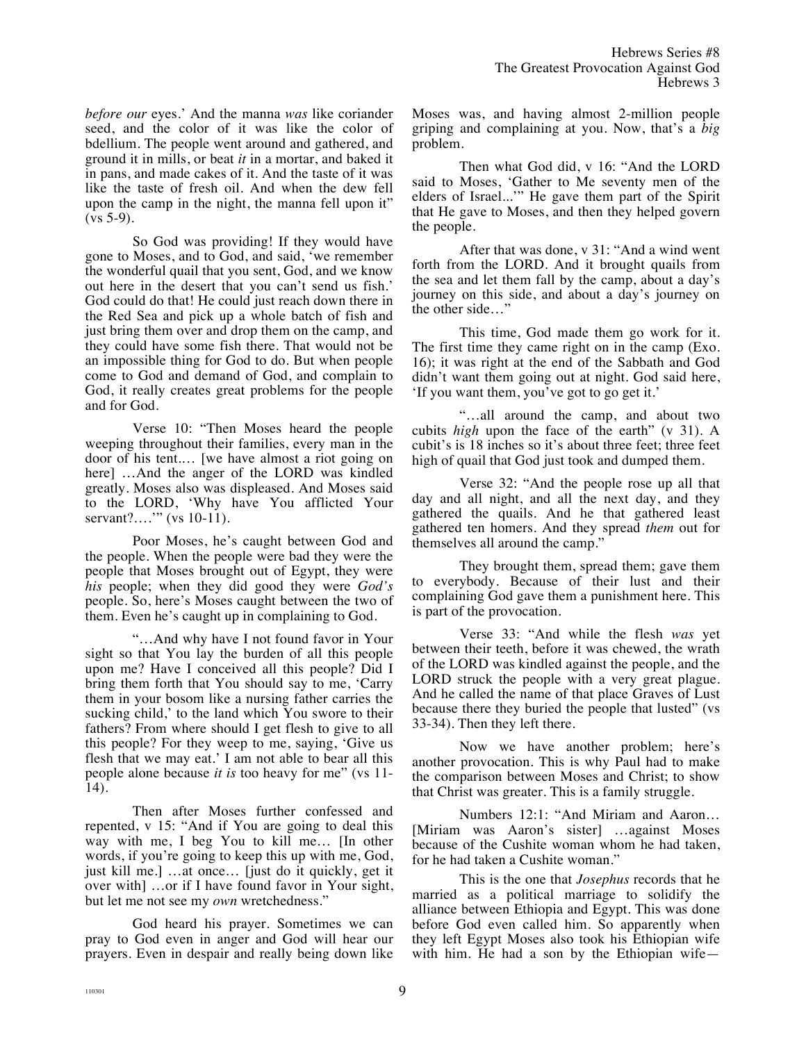*before our* eyes.' And the manna *was* like coriander seed, and the color of it was like the color of bdellium. The people went around and gathered, and ground it in mills, or beat *it* in a mortar, and baked it in pans, and made cakes of it. And the taste of it was like the taste of fresh oil. And when the dew fell upon the camp in the night, the manna fell upon it" (vs 5-9).

So God was providing! If they would have gone to Moses, and to God, and said, 'we remember the wonderful quail that you sent, God, and we know out here in the desert that you can't send us fish.' God could do that! He could just reach down there in the Red Sea and pick up a whole batch of fish and just bring them over and drop them on the camp, and they could have some fish there. That would not be an impossible thing for God to do. But when people come to God and demand of God, and complain to God, it really creates great problems for the people and for God.

Verse 10: "Then Moses heard the people weeping throughout their families, every man in the door of his tent.… [we have almost a riot going on here] …And the anger of the LORD was kindled greatly. Moses also was displeased. And Moses said to the LORD, 'Why have You afflicted Your servant?….'" (vs 10-11).

Poor Moses, he's caught between God and the people. When the people were bad they were the people that Moses brought out of Egypt, they were *his* people; when they did good they were *God's* people. So, here's Moses caught between the two of them. Even he's caught up in complaining to God.

"…And why have I not found favor in Your sight so that You lay the burden of all this people upon me? Have I conceived all this people? Did I bring them forth that You should say to me, 'Carry them in your bosom like a nursing father carries the sucking child,' to the land which You swore to their fathers? From where should I get flesh to give to all this people? For they weep to me, saying, 'Give us flesh that we may eat.' I am not able to bear all this people alone because *it is* too heavy for me" (vs 11-14).

Then after Moses further confessed and repented, v 15: "And if You are going to deal this way with me, I beg You to kill me… [In other words, if you're going to keep this up with me, God, just kill me.] …at once… [just do it quickly, get it over with] …or if I have found favor in Your sight, but let me not see my *own* wretchedness."

God heard his prayer. Sometimes we can pray to God even in anger and God will hear our prayers. Even in despair and really being down like Moses was, and having almost 2-million people griping and complaining at you. Now, that's a *big* problem.

Then what God did, v 16: "And the LORD said to Moses, 'Gather to Me seventy men of the elders of Israel...'" He gave them part of the Spirit that He gave to Moses, and then they helped govern the people.

After that was done, v 31: "And a wind went forth from the LORD. And it brought quails from the sea and let them fall by the camp, about a day's journey on this side, and about a day's journey on the other side…"

This time, God made them go work for it. The first time they came right on in the camp (Exo. 16); it was right at the end of the Sabbath and God didn't want them going out at night. God said here, 'If you want them, you've got to go get it.'

"…all around the camp, and about two cubits *high* upon the face of the earth" (v 31). A cubit's is 18 inches so it's about three feet; three feet high of quail that God just took and dumped them.

Verse 32: "And the people rose up all that day and all night, and all the next day, and they gathered the quails. And he that gathered least gathered ten homers. And they spread *them* out for themselves all around the camp."

They brought them, spread them; gave them to everybody. Because of their lust and their complaining God gave them a punishment here. This is part of the provocation.

Verse 33: "And while the flesh *was* yet between their teeth, before it was chewed, the wrath of the LORD was kindled against the people, and the LORD struck the people with a very great plague. And he called the name of that place Graves of Lust because there they buried the people that lusted" (vs 33-34). Then they left there.

Now we have another problem; here's another provocation. This is why Paul had to make the comparison between Moses and Christ; to show that Christ was greater. This is a family struggle.

Numbers 12:1: "And Miriam and Aaron… [Miriam was Aaron's sister] …against Moses because of the Cushite woman whom he had taken, for he had taken a Cushite woman."

This is the one that *Josephus* records that he married as a political marriage to solidify the alliance between Ethiopia and Egypt. This was done before God even called him. So apparently when they left Egypt Moses also took his Ethiopian wife with him. He had a son by the Ethiopian wife—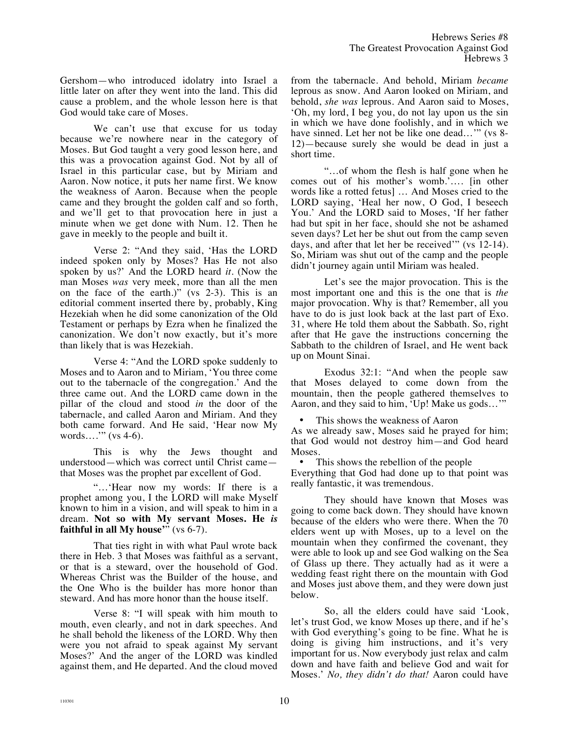Gershom—who introduced idolatry into Israel a little later on after they went into the land. This did cause a problem, and the whole lesson here is that God would take care of Moses.

We can't use that excuse for us today because we're nowhere near in the category of Moses. But God taught a very good lesson here, and this was a provocation against God. Not by all of Israel in this particular case, but by Miriam and Aaron. Now notice, it puts her name first. We know the weakness of Aaron. Because when the people came and they brought the golden calf and so forth, and we'll get to that provocation here in just a minute when we get done with Num. 12. Then he gave in meekly to the people and built it.

Verse 2: "And they said, 'Has the LORD indeed spoken only by Moses? Has He not also spoken by us?' And the LORD heard *it*. (Now the man Moses *was* very meek, more than all the men on the face of the earth.)" (vs 2-3). This is an editorial comment inserted there by, probably, King Hezekiah when he did some canonization of the Old Testament or perhaps by Ezra when he finalized the canonization. We don't now exactly, but it's more than likely that is was Hezekiah.

Verse 4: "And the LORD spoke suddenly to Moses and to Aaron and to Miriam, 'You three come out to the tabernacle of the congregation.' And the three came out. And the LORD came down in the pillar of the cloud and stood *in* the door of the tabernacle, and called Aaron and Miriam. And they both came forward. And He said, 'Hear now My words….'" (vs 4-6).

This is why the Jews thought and understood—which was correct until Christ came—that Moses was the prophet par excellent of God.

"…'Hear now my words: If there is a prophet among you, I the LORD will make Myself known to him in a vision, and will speak to him in a dream. **Not so with My servant Moses. He *is* faithful in all My house**'" (vs 6-7).

That ties right in with what Paul wrote back there in Heb. 3 that Moses was faithful as a servant, or that is a steward, over the household of God. Whereas Christ was the Builder of the house, and the One Who is the builder has more honor than steward. And has more honor than the house itself.

Verse 8: "I will speak with him mouth to mouth, even clearly, and not in dark speeches. And he shall behold the likeness of the LORD. Why then were you not afraid to speak against My servant Moses?' And the anger of the LORD was kindled against them, and He departed. And the cloud moved from the tabernacle. And behold, Miriam *became* leprous as snow. And Aaron looked on Miriam, and behold, *she was* leprous. And Aaron said to Moses, 'Oh, my lord, I beg you, do not lay upon us the sin in which we have done foolishly, and in which we have sinned. Let her not be like one dead…'" (vs 8-12)—because surely she would be dead in just a short time.

"…of whom the flesh is half gone when he comes out of his mother's womb.'…. [in other words like a rotted fetus] … And Moses cried to the LORD saying, 'Heal her now, O God, I beseech You.' And the LORD said to Moses, 'If her father had but spit in her face, should she not be ashamed seven days? Let her be shut out from the camp seven days, and after that let her be received'" (vs 12-14). So, Miriam was shut out of the camp and the people didn't journey again until Miriam was healed.

Let's see the major provocation. This is the most important one and this is the one that is *the* major provocation. Why is that? Remember, all you have to do is just look back at the last part of Exo. 31, where He told them about the Sabbath. So, right after that He gave the instructions concerning the Sabbath to the children of Israel, and He went back up on Mount Sinai.

Exodus 32:1: "And when the people saw that Moses delayed to come down from the mountain, then the people gathered themselves to Aaron, and they said to him, 'Up! Make us gods…'"

- This shows the weakness of Aaron

As we already saw, Moses said he prayed for him; that God would not destroy him—and God heard Moses.

- This shows the rebellion of the people

Everything that God had done up to that point was really fantastic, it was tremendous.

They should have known that Moses was going to come back down. They should have known because of the elders who were there. When the 70 elders went up with Moses, up to a level on the mountain when they confirmed the covenant, they were able to look up and see God walking on the Sea of Glass up there. They actually had as it were a wedding feast right there on the mountain with God and Moses just above them, and they were down just below.

So, all the elders could have said 'Look, let's trust God, we know Moses up there, and if he's with God everything's going to be fine. What he is doing is giving him instructions, and it's very important for us. Now everybody just relax and calm down and have faith and believe God and wait for Moses.' *No, they didn't do that!* Aaron could have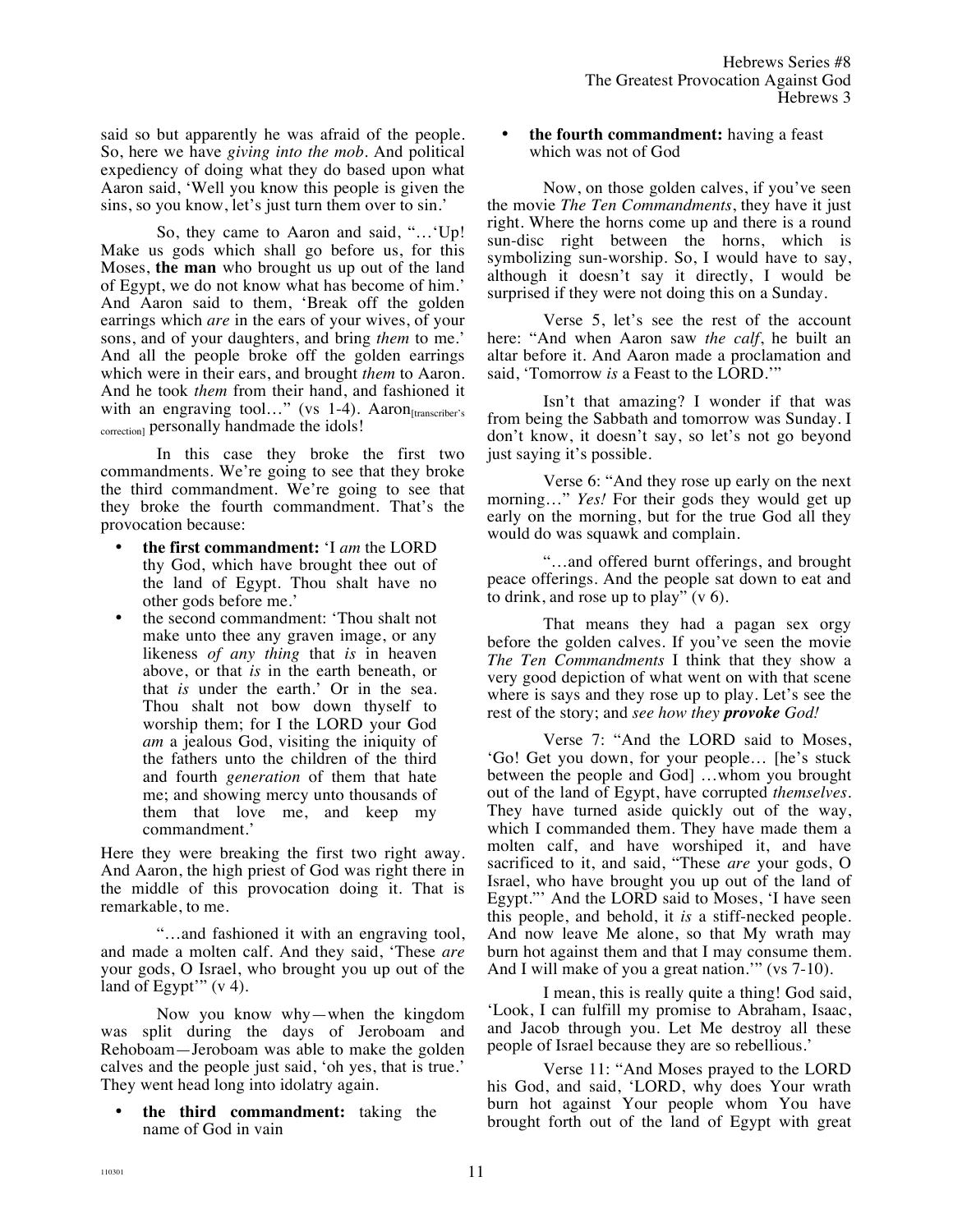said so but apparently he was afraid of the people. So, here we have *giving into the mob*. And political expediency of doing what they do based upon what Aaron said, 'Well you know this people is given the sins, so you know, let's just turn them over to sin.'

So, they came to Aaron and said, "…'Up! Make us gods which shall go before us, for this Moses, **the man** who brought us up out of the land of Egypt, we do not know what has become of him.' And Aaron said to them, 'Break off the golden earrings which *are* in the ears of your wives, of your sons, and of your daughters, and bring *them* to me.' And all the people broke off the golden earrings which were in their ears, and brought *them* to Aaron. And he took *them* from their hand, and fashioned it with an engraving tool…" (vs 1-4). Aaron[transcriber's correction] personally handmade the idols!

In this case they broke the first two commandments. We're going to see that they broke the third commandment. We're going to see that they broke the fourth commandment. That's the provocation because:

- **the first commandment:** 'I *am* the LORD thy God, which have brought thee out of the land of Egypt. Thou shalt have no other gods before me.'
- the second commandment: 'Thou shalt not make unto thee any graven image, or any likeness *of any thing* that *is* in heaven above, or that *is* in the earth beneath, or that *is* under the earth.' Or in the sea. Thou shalt not bow down thyself to worship them; for I the LORD your God *am* a jealous God, visiting the iniquity of the fathers unto the children of the third and fourth *generation* of them that hate me; and showing mercy unto thousands of them that love me, and keep my commandment.'

Here they were breaking the first two right away. And Aaron, the high priest of God was right there in the middle of this provocation doing it. That is remarkable, to me.

"…and fashioned it with an engraving tool, and made a molten calf. And they said, 'These *are* your gods, O Israel, who brought you up out of the land of Egypt'" (v 4).

Now you know why—when the kingdom was split during the days of Jeroboam and Rehoboam—Jeroboam was able to make the golden calves and the people just said, 'oh yes, that is true.' They went head long into idolatry again.

- **the third commandment:** taking the name of God in vain
- **the fourth commandment:** having a feast which was not of God

Now, on those golden calves, if you've seen the movie *The Ten Commandments*, they have it just right. Where the horns come up and there is a round sun-disc right between the horns, which is symbolizing sun-worship. So, I would have to say, although it doesn't say it directly, I would be surprised if they were not doing this on a Sunday.

Verse 5, let's see the rest of the account here: "And when Aaron saw *the calf*, he built an altar before it. And Aaron made a proclamation and said, 'Tomorrow *is* a Feast to the LORD.'"

Isn't that amazing? I wonder if that was from being the Sabbath and tomorrow was Sunday. I don't know, it doesn't say, so let's not go beyond just saying it's possible.

Verse 6: "And they rose up early on the next morning…" *Yes!* For their gods they would get up early on the morning, but for the true God all they would do was squawk and complain.

"…and offered burnt offerings, and brought peace offerings. And the people sat down to eat and to drink, and rose up to play" (v 6).

That means they had a pagan sex orgy before the golden calves. If you've seen the movie *The Ten Commandments* I think that they show a very good depiction of what went on with that scene where is says and they rose up to play. Let's see the rest of the story; and *see how they **provoke** God!*

Verse 7: "And the LORD said to Moses, 'Go! Get you down, for your people… [he's stuck between the people and God] …whom you brought out of the land of Egypt, have corrupted *themselves*. They have turned aside quickly out of the way, which I commanded them. They have made them a molten calf, and have worshiped it, and have sacrificed to it, and said, "These *are* your gods, O Israel, who have brought you up out of the land of Egypt."' And the LORD said to Moses, 'I have seen this people, and behold, it *is* a stiff-necked people. And now leave Me alone, so that My wrath may burn hot against them and that I may consume them. And I will make of you a great nation.'" (vs 7-10).

I mean, this is really quite a thing! God said, 'Look, I can fulfill my promise to Abraham, Isaac, and Jacob through you. Let Me destroy all these people of Israel because they are so rebellious.'

Verse 11: "And Moses prayed to the LORD his God, and said, 'LORD, why does Your wrath burn hot against Your people whom You have brought forth out of the land of Egypt with great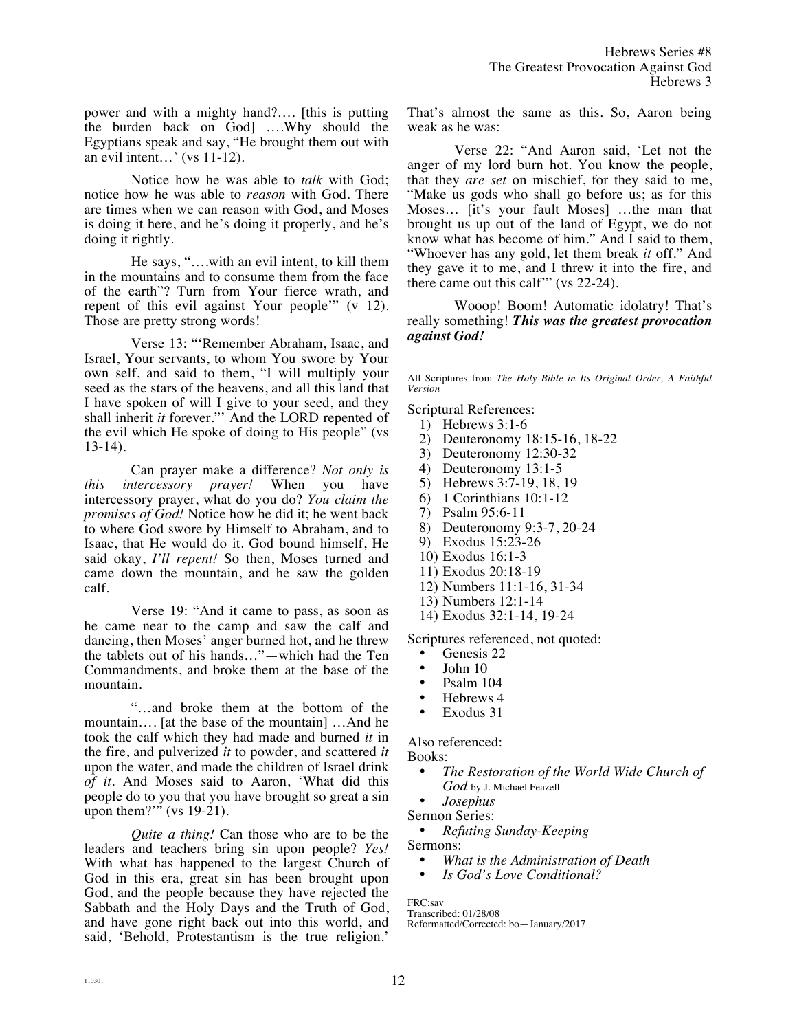power and with a mighty hand?.... [this is putting the burden back on God] ....Why should the Egyptians speak and say, "He brought them out with an evil intent...' (vs 11-12).

Notice how he was able to *talk* with God; notice how he was able to *reason* with God. There are times when we can reason with God, and Moses is doing it here, and he's doing it properly, and he's doing it rightly.

He says, "....with an evil intent, to kill them in the mountains and to consume them from the face of the earth"? Turn from Your fierce wrath, and repent of this evil against Your people'" (v 12). Those are pretty strong words!

Verse 13: "'Remember Abraham, Isaac, and Israel, Your servants, to whom You swore by Your own self, and said to them, "I will multiply your seed as the stars of the heavens, and all this land that I have spoken of will I give to your seed, and they shall inherit *it* forever."' And the LORD repented of the evil which He spoke of doing to His people" (vs 13-14).

Can prayer make a difference? *Not only is this intercessory prayer!* When you have intercessory prayer, what do you do? *You claim the promises of God!* Notice how he did it; he went back to where God swore by Himself to Abraham, and to Isaac, that He would do it. God bound himself, He said okay, *I'll repent!* So then, Moses turned and came down the mountain, and he saw the golden calf.

Verse 19: "And it came to pass, as soon as he came near to the camp and saw the calf and dancing, then Moses' anger burned hot, and he threw the tablets out of his hands..."—which had the Ten Commandments, and broke them at the base of the mountain.

"...and broke them at the bottom of the mountain.... [at the base of the mountain] ...And he took the calf which they had made and burned *it* in the fire, and pulverized *it* to powder, and scattered *it* upon the water, and made the children of Israel drink *of it*. And Moses said to Aaron, 'What did this people do to you that you have brought so great a sin upon them?'" (vs 19-21).

*Quite a thing!* Can those who are to be the leaders and teachers bring sin upon people? *Yes!* With what has happened to the largest Church of God in this era, great sin has been brought upon God, and the people because they have rejected the Sabbath and the Holy Days and the Truth of God, and have gone right back out into this world, and said, 'Behold, Protestantism is the true religion.' That's almost the same as this. So, Aaron being weak as he was:

Verse 22: "And Aaron said, 'Let not the anger of my lord burn hot. You know the people, that they *are set* on mischief, for they said to me, "Make us gods who shall go before us; as for this Moses... [it's your fault Moses] ...the man that brought us up out of the land of Egypt, we do not know what has become of him." And I said to them, "Whoever has any gold, let them break *it* off." And they gave it to me, and I threw it into the fire, and there came out this calf'" (vs 22-24).

Wooop! Boom! Automatic idolatry! That's really something! ***This was the greatest provocation against God!***

All Scriptures from *The Holy Bible in Its Original Order, A Faithful Version*

Scriptural References:

1) Hebrews 3:1-6
2) Deuteronomy 18:15-16, 18-22
3) Deuteronomy 12:30-32
4) Deuteronomy 13:1-5
5) Hebrews 3:7-19, 18, 19
6) 1 Corinthians 10:1-12
7) Psalm 95:6-11
8) Deuteronomy 9:3-7, 20-24
9) Exodus 15:23-26
10) Exodus 16:1-3
11) Exodus 20:18-19
12) Numbers 11:1-16, 31-34
13) Numbers 12:1-14
14) Exodus 32:1-14, 19-24

Scriptures referenced, not quoted:

- Genesis 22
- John 10
- Psalm 104
- Hebrews 4
- Exodus 31

Also referenced:

Books:

- *The Restoration of the World Wide Church of God* by J. Michael Feazell
- *Josephus*

Sermon Series:

- *Refuting Sunday-Keeping*

Sermons:

- *What is the Administration of Death*
- *Is God's Love Conditional?*

FRC:sav
Transcribed: 01/28/08
Reformatted/Corrected: bo—January/2017